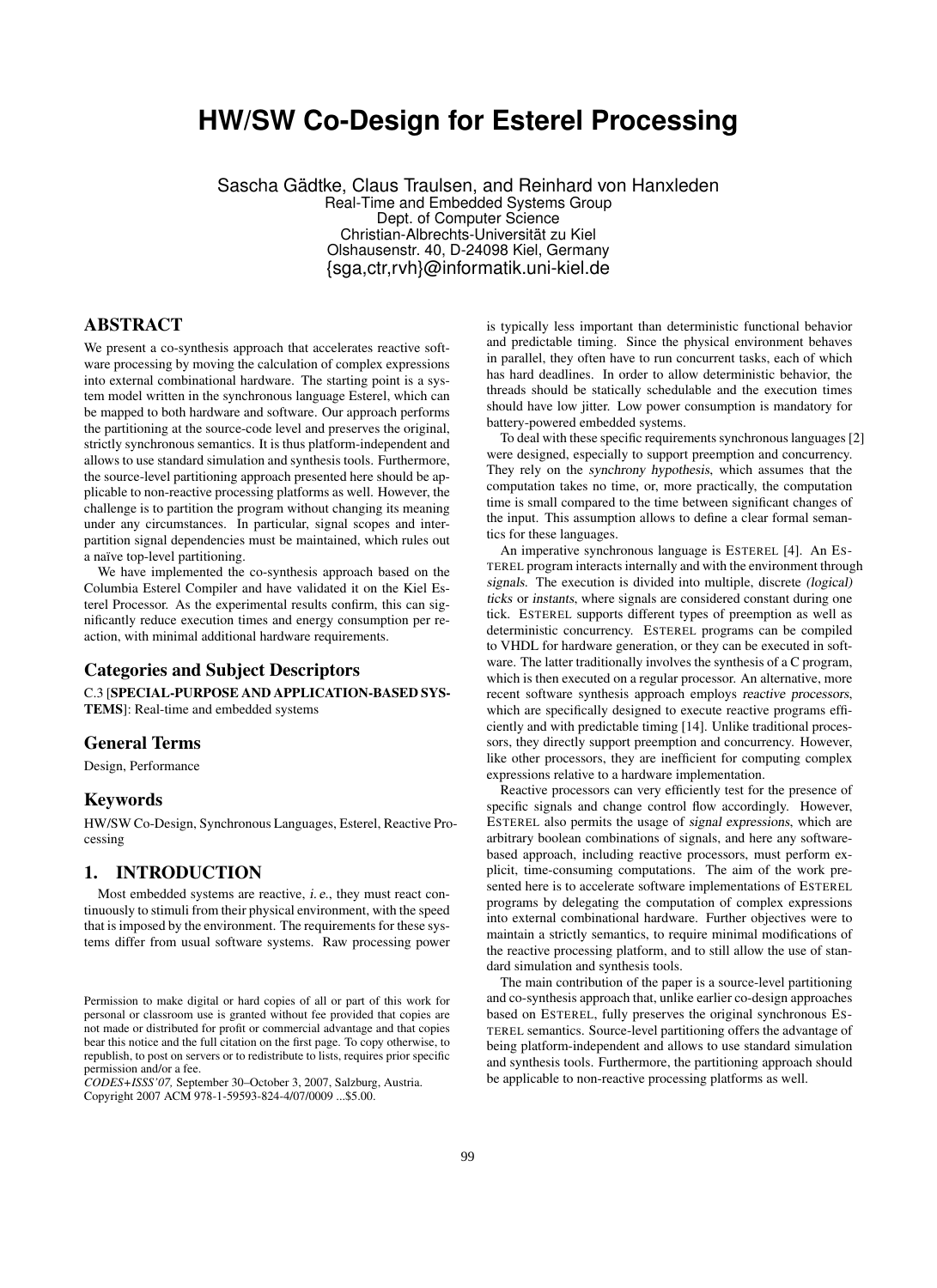# HW/SW Co-Design for Esterel Processing

Sascha Gädtke, Claus Traulsen, and Reinhard von Hanxleden
Real-Time and Embedded Systems Group
Dept. of Computer Science
Christian-Albrechts-Universität zu Kiel
Olshausenstr. 40, D-24098 Kiel, Germany
{sga,ctr,rvh}@informatik.uni-kiel.de

## ABSTRACT

We present a co-synthesis approach that accelerates reactive software processing by moving the calculation of complex expressions into external combinational hardware. The starting point is a system model written in the synchronous language Esterel, which can be mapped to both hardware and software. Our approach performs the partitioning at the source-code level and preserves the original, strictly synchronous semantics. It is thus platform-independent and allows to use standard simulation and synthesis tools. Furthermore, the source-level partitioning approach presented here should be applicable to non-reactive processing platforms as well. However, the challenge is to partition the program without changing its meaning under any circumstances. In particular, signal scopes and inter-partition signal dependencies must be maintained, which rules out a naïve top-level partitioning.

We have implemented the co-synthesis approach based on the Columbia Esterel Compiler and have validated it on the Kiel Esterel Processor. As the experimental results confirm, this can significantly reduce execution times and energy consumption per reaction, with minimal additional hardware requirements.

### Categories and Subject Descriptors

C.3 [**SPECIAL-PURPOSE AND APPLICATION-BASED SYSTEMS**]: Real-time and embedded systems

### General Terms

Design, Performance

### Keywords

HW/SW Co-Design, Synchronous Languages, Esterel, Reactive Processing

## 1. INTRODUCTION

Most embedded systems are reactive, *i. e.*, they must react continuously to stimuli from their physical environment, with the speed that is imposed by the environment. The requirements for these systems differ from usual software systems. Raw processing power is typically less important than deterministic functional behavior and predictable timing. Since the physical environment behaves in parallel, they often have to run concurrent tasks, each of which has hard deadlines. In order to allow deterministic behavior, the threads should be statically schedulable and the execution times should have low jitter. Low power consumption is mandatory for battery-powered embedded systems.

To deal with these specific requirements synchronous languages [2] were designed, especially to support preemption and concurrency. They rely on the *synchrony hypothesis*, which assumes that the computation takes no time, or, more practically, the computation time is small compared to the time between significant changes of the input. This assumption allows to define a clear formal semantics for these languages.

An imperative synchronous language is ESTEREL [4]. An ESTEREL program interacts internally and with the environment through *signals*. The execution is divided into multiple, discrete *(logical) ticks* or *instants*, where signals are considered constant during one tick. ESTEREL supports different types of preemption as well as deterministic concurrency. ESTEREL programs can be compiled to VHDL for hardware generation, or they can be executed in software. The latter traditionally involves the synthesis of a C program, which is then executed on a regular processor. An alternative, more recent software synthesis approach employs *reactive processors*, which are specifically designed to execute reactive programs efficiently and with predictable timing [14]. Unlike traditional processors, they directly support preemption and concurrency. However, like other processors, they are inefficient for computing complex expressions relative to a hardware implementation.

Reactive processors can very efficiently test for the presence of specific signals and change control flow accordingly. However, ESTEREL also permits the usage of *signal expressions*, which are arbitrary boolean combinations of signals, and here any software-based approach, including reactive processors, must perform explicit, time-consuming computations. The aim of the work presented here is to accelerate software implementations of ESTEREL programs by delegating the computation of complex expressions into external combinational hardware. Further objectives were to maintain a strictly semantics, to require minimal modifications of the reactive processing platform, and to still allow the use of standard simulation and synthesis tools.

The main contribution of the paper is a source-level partitioning and co-synthesis approach that, unlike earlier co-design approaches based on ESTEREL, fully preserves the original synchronous ESTEREL semantics. Source-level partitioning offers the advantage of being platform-independent and allows to use standard simulation and synthesis tools. Furthermore, the partitioning approach should be applicable to non-reactive processing platforms as well.

Permission to make digital or hard copies of all or part of this work for personal or classroom use is granted without fee provided that copies are not made or distributed for profit or commercial advantage and that copies bear this notice and the full citation on the first page. To copy otherwise, to republish, to post on servers or to redistribute to lists, requires prior specific permission and/or a fee.
*CODES+ISSS'07,* September 30–October 3, 2007, Salzburg, Austria.
Copyright 2007 ACM 978-1-59593-824-4/07/0009 ...$5.00.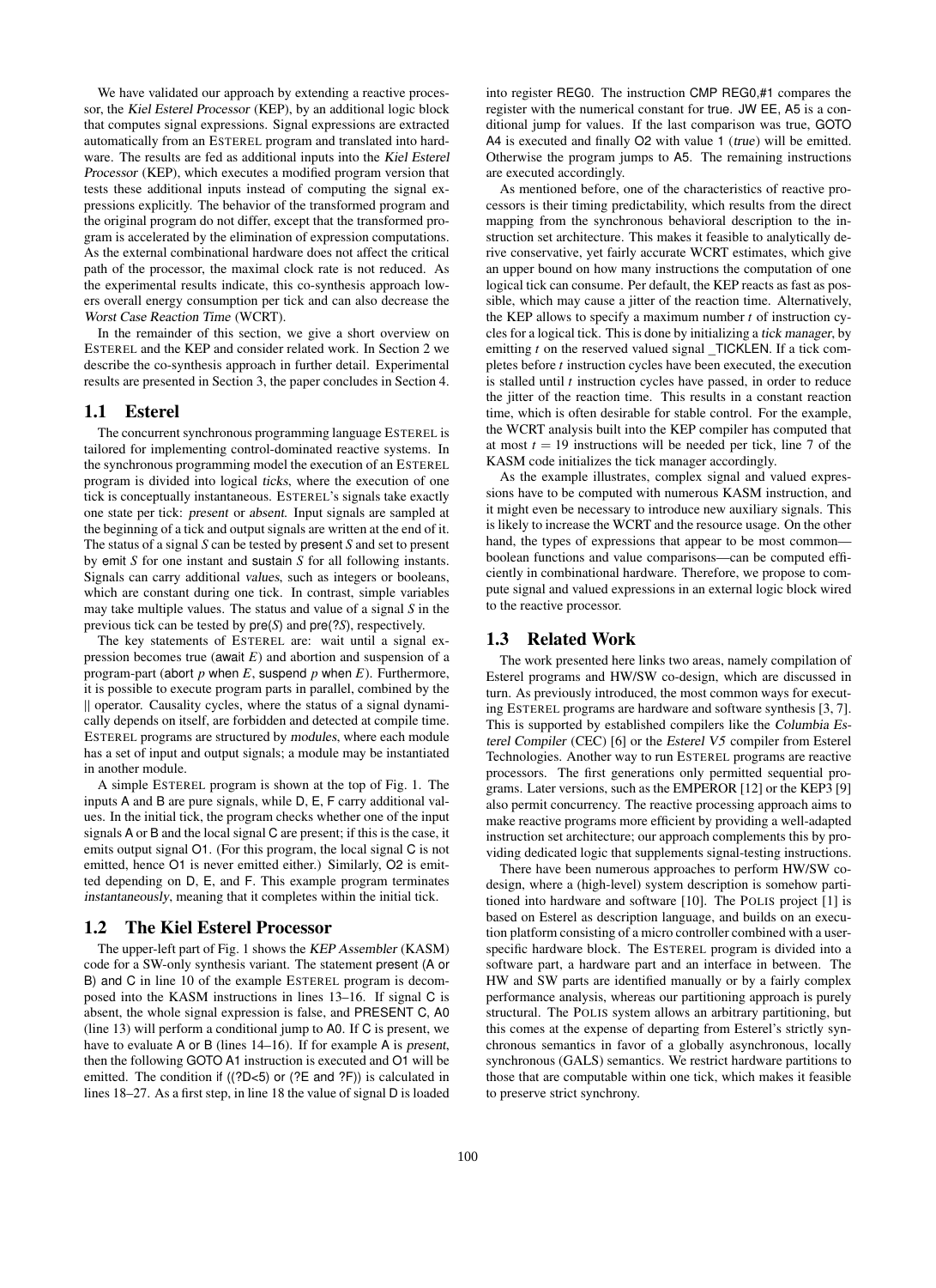We have validated our approach by extending a reactive processor, the *Kiel Esterel Processor* (KEP), by an additional logic block that computes signal expressions. Signal expressions are extracted automatically from an ESTEREL program and translated into hardware. The results are fed as additional inputs into the *Kiel Esterel Processor* (KEP), which executes a modified program version that tests these additional inputs instead of computing the signal expressions explicitly. The behavior of the transformed program and the original program do not differ, except that the transformed program is accelerated by the elimination of expression computations. As the external combinational hardware does not affect the critical path of the processor, the maximal clock rate is not reduced. As the experimental results indicate, this co-synthesis approach lowers overall energy consumption per tick and can also decrease the *Worst Case Reaction Time* (WCRT).

In the remainder of this section, we give a short overview on ESTEREL and the KEP and consider related work. In Section 2 we describe the co-synthesis approach in further detail. Experimental results are presented in Section 3, the paper concludes in Section 4.

### 1.1 Esterel

The concurrent synchronous programming language ESTEREL is tailored for implementing control-dominated reactive systems. In the synchronous programming model the execution of an ESTEREL program is divided into logical *ticks*, where the execution of one tick is conceptually instantaneous. ESTEREL's signals take exactly one state per tick: *present* or *absent*. Input signals are sampled at the beginning of a tick and output signals are written at the end of it. The status of a signal *S* can be tested by present *S* and set to present by emit *S* for one instant and sustain *S* for all following instants. Signals can carry additional *values*, such as integers or booleans, which are constant during one tick. In contrast, simple variables may take multiple values. The status and value of a signal *S* in the previous tick can be tested by pre(*S*) and pre(?*S*), respectively.

The key statements of ESTEREL are: wait until a signal expression becomes true (await *E*) and abortion and suspension of a program-part (abort *p* when *E*, suspend *p* when *E*). Furthermore, it is possible to execute program parts in parallel, combined by the || operator. Causality cycles, where the status of a signal dynamically depends on itself, are forbidden and detected at compile time. ESTEREL programs are structured by *modules*, where each module has a set of input and output signals; a module may be instantiated in another module.

A simple ESTEREL program is shown at the top of Fig. 1. The inputs A and B are pure signals, while D, E, F carry additional values. In the initial tick, the program checks whether one of the input signals A or B and the local signal C are present; if this is the case, it emits output signal O1. (For this program, the local signal C is not emitted, hence O1 is never emitted either.) Similarly, O2 is emitted depending on D, E, and F. This example program terminates *instantaneously*, meaning that it completes within the initial tick.

### 1.2 The Kiel Esterel Processor

The upper-left part of Fig. 1 shows the *KEP Assembler* (KASM) code for a SW-only synthesis variant. The statement present (A or B) and C in line 10 of the example ESTEREL program is decomposed into the KASM instructions in lines 13–16. If signal C is absent, the whole signal expression is false, and PRESENT C, A0 (line 13) will perform a conditional jump to A0. If C is present, we have to evaluate A or B (lines 14–16). If for example A is *present*, then the following GOTO A1 instruction is executed and O1 will be emitted. The condition if ((?D<5) or (?E and ?F)) is calculated in lines 18–27. As a first step, in line 18 the value of signal D is loaded into register REG0. The instruction CMP REG0,#1 compares the register with the numerical constant for true. JW EE, A5 is a conditional jump for values. If the last comparison was true, GOTO A4 is executed and finally O2 with value 1 (*true*) will be emitted. Otherwise the program jumps to A5. The remaining instructions are executed accordingly.

As mentioned before, one of the characteristics of reactive processors is their timing predictability, which results from the direct mapping from the synchronous behavioral description to the instruction set architecture. This makes it feasible to analytically derive conservative, yet fairly accurate WCRT estimates, which give an upper bound on how many instructions the computation of one logical tick can consume. Per default, the KEP reacts as fast as possible, which may cause a jitter of the reaction time. Alternatively, the KEP allows to specify a maximum number *t* of instruction cycles for a logical tick. This is done by initializing a *tick manager*, by emitting *t* on the reserved valued signal _TICKLEN. If a tick completes before *t* instruction cycles have been executed, the execution is stalled until *t* instruction cycles have passed, in order to reduce the jitter of the reaction time. This results in a constant reaction time, which is often desirable for stable control. For the example, the WCRT analysis built into the KEP compiler has computed that at most $t = 19$ instructions will be needed per tick, line 7 of the KASM code initializes the tick manager accordingly.

As the example illustrates, complex signal and valued expressions have to be computed with numerous KASM instruction, and it might even be necessary to introduce new auxiliary signals. This is likely to increase the WCRT and the resource usage. On the other hand, the types of expressions that appear to be most common—boolean functions and value comparisons—can be computed efficiently in combinational hardware. Therefore, we propose to compute signal and valued expressions in an external logic block wired to the reactive processor.

### 1.3 Related Work

The work presented here links two areas, namely compilation of Esterel programs and HW/SW co-design, which are discussed in turn. As previously introduced, the most common ways for executing ESTEREL programs are hardware and software synthesis [3, 7]. This is supported by established compilers like the *Columbia Esterel Compiler* (CEC) [6] or the *Esterel V5* compiler from Esterel Technologies. Another way to run ESTEREL programs are reactive processors. The first generations only permitted sequential programs. Later versions, such as the EMPEROR [12] or the KEP3 [9] also permit concurrency. The reactive processing approach aims to make reactive programs more efficient by providing a well-adapted instruction set architecture; our approach complements this by providing dedicated logic that supplements signal-testing instructions.

There have been numerous approaches to perform HW/SW co-design, where a (high-level) system description is somehow partitioned into hardware and software [10]. The POLIS project [1] is based on Esterel as description language, and builds on an execution platform consisting of a micro controller combined with a user-specific hardware block. The ESTEREL program is divided into a software part, a hardware part and an interface in between. The HW and SW parts are identified manually or by a fairly complex performance analysis, whereas our partitioning approach is purely structural. The POLIS system allows an arbitrary partitioning, but this comes at the expense of departing from Esterel's strictly synchronous semantics in favor of a globally asynchronous, locally synchronous (GALS) semantics. We restrict hardware partitions to those that are computable within one tick, which makes it feasible to preserve strict synchrony.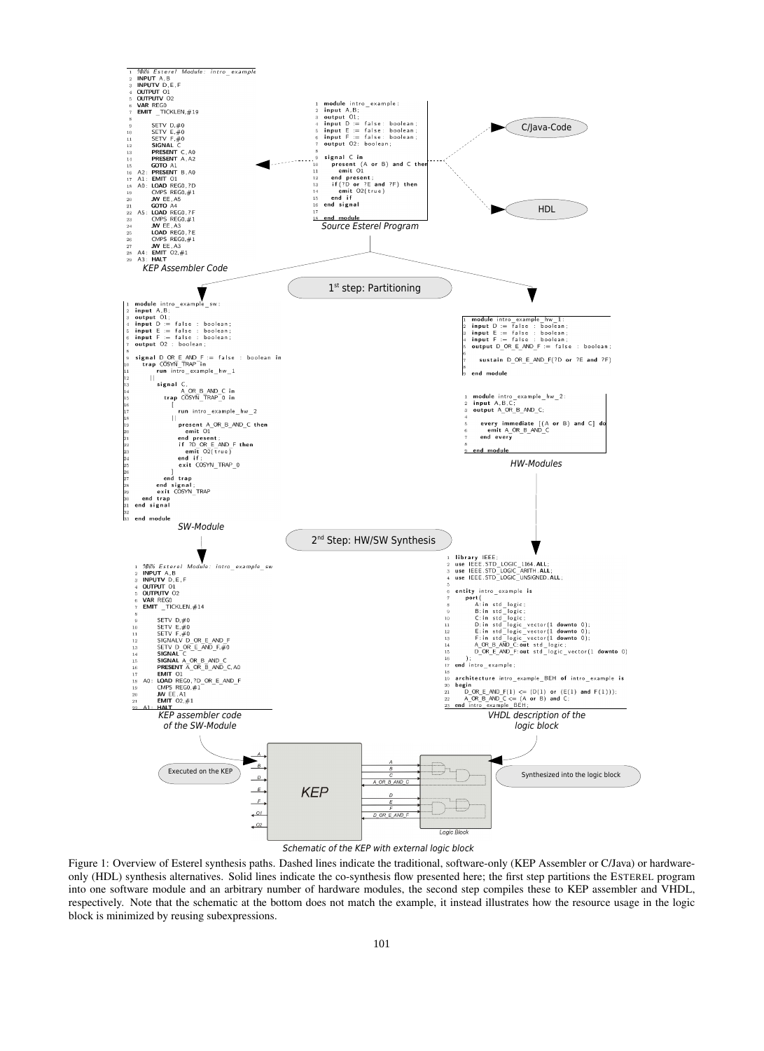```
1  %%% Esterel Module: intro_example
2  INPUT A,B
3  INPUTV D,E,F
4  OUTPUT O1
5  OUTPUTV O2
6  VAR REG0
7  EMIT _TICKLEN,#19
8
9       SETV D,#0
10      SETV E,#0
11      SETV F,#0
12      SIGNAL C
13      PRESENT C,A0
14      PRESENT A,A2
15      GOTO A1
16 A2: PRESENT B,A0
17 A1: EMIT O1
18 A0: LOAD REG0,?D
19      CMPS REG0,#1
20      JW EE,A5
21      GOTO A4
22 A5: LOAD REG0,?F
23      CMPS REG0,#1
24      JW EE,A3
25      LOAD REG0,?E
26      CMPS REG0,#1
27      JW EE,A3
28 A4: EMIT O2,#1
29 A3: HALT
```

KEP Assembler Code

```
1  module intro_example:
2  input A,B;
3  output O1;
4  input D := false : boolean;
5  input E := false : boolean;
6  input F := false : boolean;
7  output O2: boolean;
8
9  signal C in
10   present (A or B) and C then
11     emit O1
12   end present;
13   if(?D or ?E and ?F) then
14     emit O2(true)
15   end if
16 end signal
17
18 end module
```

Source Esterel Program

C/Java-Code

HDL

1st step: Partitioning

```
1  module intro_example_sw:
2  input A,B;
3  output O1;
4  input D := false : boolean;
5  input E := false : boolean;
6  input F := false : boolean;
7  output O2 : boolean;
8
9  signal D_OR_E_AND_F := false : boolean in
10   trap COSYN_TRAP in
11     run intro_example_hw_1
12   ||
13     signal C,
14            A_OR_B_AND_C in
15       trap COSYN_TRAP_0 in
16         [
17           run intro_example_hw_2
18         ||
19           present A_OR_B_AND_C then
20             emit O1
21           end present;
22           if ?D_OR_E_AND_F then
23             emit O2(true)
24           end if;
25           exit COSYN_TRAP_0
26         ]
27       end trap
28     end signal;
29     exit COSYN_TRAP
30   end trap
31 end signal
32
33 end module
```

SW-Module

```
1  module intro_example_hw_1:
2  input D := false : boolean;
3  input E := false : boolean;
4  input F := false : boolean;
5  output D_OR_E_AND_F := false : boolean;
6
7    sustain D_OR_E_AND_F(?D or ?E and ?F)
8
9  end module
```

```
1  module intro_example_hw_2:
2  input A,B,C;
3  output A_OR_B_AND_C;
4
5    every immediate [(A or B) and C] do
6      emit A_OR_B_AND_C
7    end every
8
9  end module
```

HW-Modules

2nd Step: HW/SW Synthesis

```
1  %%% Esterel Module: intro_example_sw
2  INPUT A,B
3  INPUTV D,E,F
4  OUTPUT O1
5  OUTPUTV O2
6  VAR REG0
7  EMIT _TICKLEN,#14
8
9       SETV D,#0
10      SETV E,#0
11      SETV F,#0
12      SIGNALV D_OR_E_AND_F
13      SETV D_OR_E_AND_F,#0
14      SIGNAL C
15      SIGNAL A_OR_B_AND_C
16      PRESENT A_OR_B_AND_C,A0
17      EMIT O1
18 A0: LOAD REG0,?D_OR_E_AND_F
19      CMPS REG0,#1
20      JW EE,A1
21      EMIT O2,#1
22 A1: HALT
```

KEP assembler code of the SW-Module

```
1  library IEEE;
2  use IEEE.STD_LOGIC_1164.ALL;
3  use IEEE.STD_LOGIC_ARITH.ALL;
4  use IEEE.STD_LOGIC_UNSIGNED.ALL;
5
6  entity intro_example is
7    port(
8      A:in std_logic;
9      B:in std_logic;
10     C:in std_logic;
11     D:in std_logic_vector(1 downto 0);
12     E:in std_logic_vector(1 downto 0);
13     F:in std_logic_vector(1 downto 0);
14     A_OR_B_AND_C:out std_logic;
15     D_OR_E_AND_F:out std_logic_vector(1 downto 0)
16   );
17 end intro_example;
18
19 architecture intro_example_BEH of intro_example is
20 begin
21   D_OR_E_AND_F(1) <= (D(1) or (E(1) and F(1)));
22   A_OR_B_AND_C <= (A or B) and C;
23 end intro_example_BEH;
```

VHDL description of the logic block

Executed on the KEP

KEP

Logic Block

Synthesized into the logic block

Schematic of the KEP with external logic block

Figure 1: Overview of Esterel synthesis paths. Dashed lines indicate the traditional, software-only (KEP Assembler or C/Java) or hardware-only (HDL) synthesis alternatives. Solid lines indicate the co-synthesis flow presented here; the first step partitions the ESTEREL program into one software module and an arbitrary number of hardware modules, the second step compiles these to KEP assembler and VHDL, respectively. Note that the schematic at the bottom does not match the example, it instead illustrates how the resource usage in the logic block is minimized by reusing subexpressions.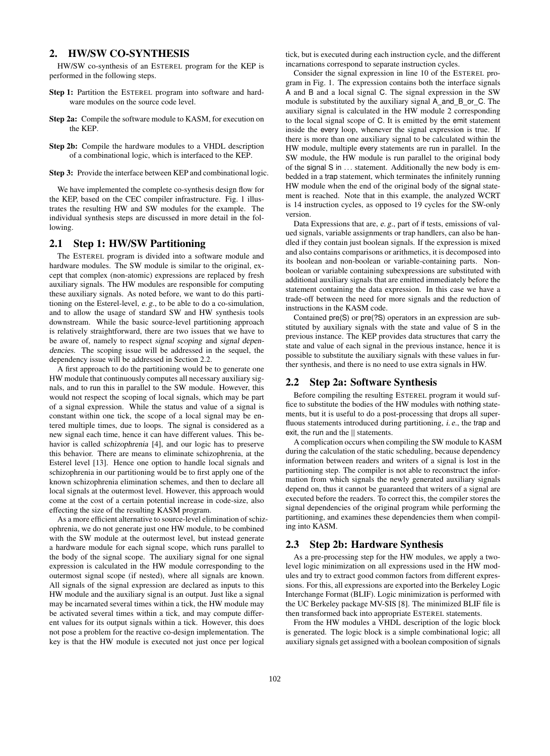## 2. HW/SW CO-SYNTHESIS

HW/SW co-synthesis of an ESTEREL program for the KEP is performed in the following steps.

**Step 1:** Partition the ESTEREL program into software and hardware modules on the source code level.

**Step 2a:** Compile the software module to KASM, for execution on the KEP.

**Step 2b:** Compile the hardware modules to a VHDL description of a combinational logic, which is interfaced to the KEP.

**Step 3:** Provide the interface between KEP and combinational logic.

We have implemented the complete co-synthesis design flow for the KEP, based on the CEC compiler infrastructure. Fig. 1 illustrates the resulting HW and SW modules for the example. The individual synthesis steps are discussed in more detail in the following.

### 2.1 Step 1: HW/SW Partitioning

The ESTEREL program is divided into a software module and hardware modules. The SW module is similar to the original, except that complex (non-atomic) expressions are replaced by fresh auxiliary signals. The HW modules are responsible for computing these auxiliary signals. As noted before, we want to do this partitioning on the Esterel-level, *e. g.*, to be able to do a co-simulation, and to allow the usage of standard SW and HW synthesis tools downstream. While the basic source-level partitioning approach is relatively straightforward, there are two issues that we have to be aware of, namely to respect *signal scoping* and *signal dependencies*. The scoping issue will be addressed in the sequel, the dependency issue will be addressed in Section 2.2.

A first approach to do the partitioning would be to generate one HW module that continuously computes all necessary auxiliary signals, and to run this in parallel to the SW module. However, this would not respect the scoping of local signals, which may be part of a signal expression. While the status and value of a signal is constant within one tick, the scope of a local signal may be entered multiple times, due to loops. The signal is considered as a new signal each time, hence it can have different values. This behavior is called *schizophrenia* [4], and our logic has to preserve this behavior. There are means to eliminate schizophrenia, at the Esterel level [13]. Hence one option to handle local signals and schizophrenia in our partitioning would be to first apply one of the known schizophrenia elimination schemes, and then to declare all local signals at the outermost level. However, this approach would come at the cost of a certain potential increase in code-size, also effecting the size of the resulting KASM program.

As a more efficient alternative to source-level elimination of schizophrenia, we do not generate just one HW module, to be combined with the SW module at the outermost level, but instead generate a hardware module for each signal scope, which runs parallel to the body of the signal scope. The auxiliary signal for one signal expression is calculated in the HW module corresponding to the outermost signal scope (if nested), where all signals are known. All signals of the signal expression are declared as inputs to this HW module and the auxiliary signal is an output. Just like a signal may be incarnated several times within a tick, the HW module may be activated several times within a tick, and may compute different values for its output signals within a tick. However, this does not pose a problem for the reactive co-design implementation. The key is that the HW module is executed not just once per logical tick, but is executed during each instruction cycle, and the different incarnations correspond to separate instruction cycles.

Consider the signal expression in line 10 of the ESTEREL program in Fig. 1. The expression contains both the interface signals A and B and a local signal C. The signal expression in the SW module is substituted by the auxiliary signal A_and_B_or_C. The auxiliary signal is calculated in the HW module 2 corresponding to the local signal scope of C. It is emitted by the emit statement inside the every loop, whenever the signal expression is true. If there is more than one auxiliary signal to be calculated within the HW module, multiple every statements are run in parallel. In the SW module, the HW module is run parallel to the original body of the signal S in ... statement. Additionally the new body is embedded in a trap statement, which terminates the infinitely running HW module when the end of the original body of the signal statement is reached. Note that in this example, the analyzed WCRT is 14 instruction cycles, as opposed to 19 cycles for the SW-only version.

Data Expressions that are, *e. g.*, part of if tests, emissions of valued signals, variable assignments or trap handlers, can also be handled if they contain just boolean signals. If the expression is mixed and also contains comparisons or arithmetics, it is decomposed into its boolean and non-boolean or variable-containing parts. Non-boolean or variable containing subexpressions are substituted with additional auxiliary signals that are emitted immediately before the statement containing the data expression. In this case we have a trade-off between the need for more signals and the reduction of instructions in the KASM code.

Contained pre(S) or pre(?S) operators in an expression are substituted by auxiliary signals with the state and value of S in the previous instance. The KEP provides data structures that carry the state and value of each signal in the previous instance, hence it is possible to substitute the auxiliary signals with these values in further synthesis, and there is no need to use extra signals in HW.

### 2.2 Step 2a: Software Synthesis

Before compiling the resulting ESTEREL program it would suffice to substitute the bodies of the HW modules with nothing statements, but it is useful to do a post-processing that drops all superfluous statements introduced during partitioning, *i. e.*, the trap and exit, the run and the || statements.

A complication occurs when compiling the SW module to KASM during the calculation of the static scheduling, because dependency information between readers and writers of a signal is lost in the partitioning step. The compiler is not able to reconstruct the information from which signals the newly generated auxiliary signals depend on, thus it cannot be guaranteed that writers of a signal are executed before the readers. To correct this, the compiler stores the signal dependencies of the original program while performing the partitioning, and examines these dependencies them when compiling into KASM.

### 2.3 Step 2b: Hardware Synthesis

As a pre-processing step for the HW modules, we apply a two-level logic minimization on all expressions used in the HW modules and try to extract good common factors from different expressions. For this, all expressions are exported into the Berkeley Logic Interchange Format (BLIF). Logic minimization is performed with the UC Berkeley package MV-SIS [8]. The minimized BLIF file is then transformed back into appropriate ESTEREL statements.

From the HW modules a VHDL description of the logic block is generated. The logic block is a simple combinational logic; all auxiliary signals get assigned with a boolean composition of signals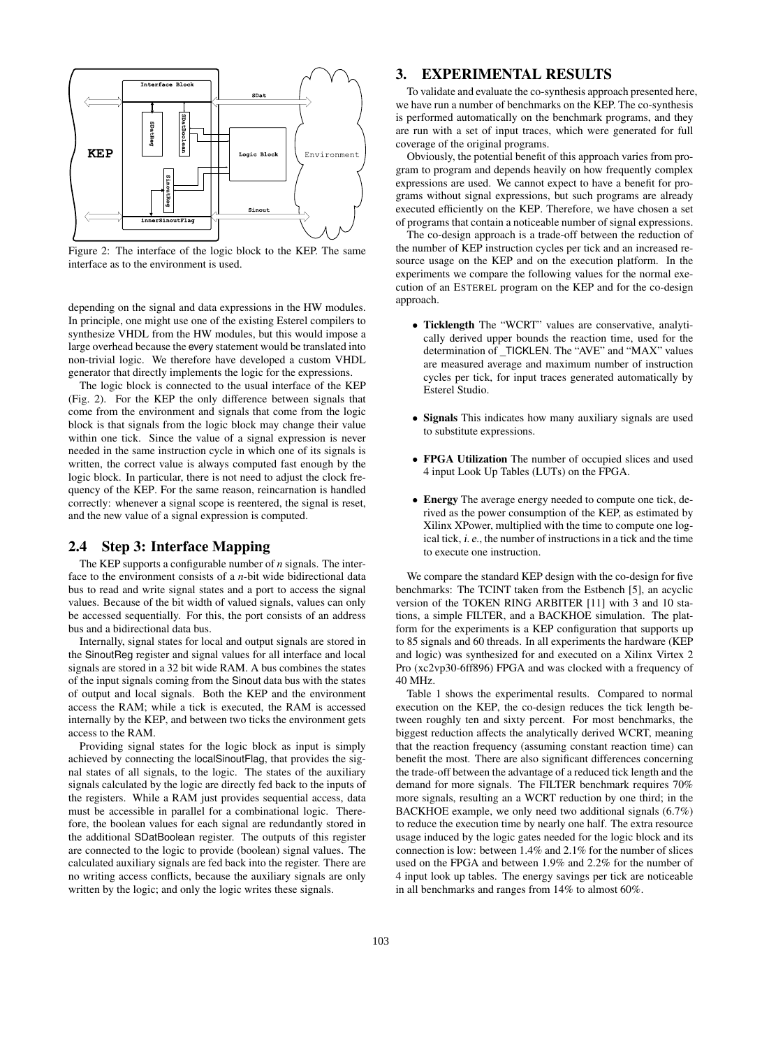Figure 2: The interface of the logic block to the KEP. The same interface as to the environment is used.

depending on the signal and data expressions in the HW modules. In principle, one might use one of the existing Esterel compilers to synthesize VHDL from the HW modules, but this would impose a large overhead because the every statement would be translated into non-trivial logic. We therefore have developed a custom VHDL generator that directly implements the logic for the expressions.

The logic block is connected to the usual interface of the KEP (Fig. 2). For the KEP the only difference between signals that come from the environment and signals that come from the logic block is that signals from the logic block may change their value within one tick. Since the value of a signal expression is never needed in the same instruction cycle in which one of its signals is written, the correct value is always computed fast enough by the logic block. In particular, there is not need to adjust the clock frequency of the KEP. For the same reason, reincarnation is handled correctly: whenever a signal scope is reentered, the signal is reset, and the new value of a signal expression is computed.

## 2.4 Step 3: Interface Mapping

The KEP supports a configurable number of $n$ signals. The interface to the environment consists of a $n$-bit wide bidirectional data bus to read and write signal states and a port to access the signal values. Because of the bit width of valued signals, values can only be accessed sequentially. For this, the port consists of an address bus and a bidirectional data bus.

Internally, signal states for local and output signals are stored in the SinoutReg register and signal values for all interface and local signals are stored in a 32 bit wide RAM. A bus combines the states of the input signals coming from the Sinout data bus with the states of output and local signals. Both the KEP and the environment access the RAM; while a tick is executed, the RAM is accessed internally by the KEP, and between two ticks the environment gets access to the RAM.

Providing signal states for the logic block as input is simply achieved by connecting the localSinoutFlag, that provides the signal states of all signals, to the logic. The states of the auxiliary signals calculated by the logic are directly fed back to the inputs of the registers. While a RAM just provides sequential access, data must be accessible in parallel for a combinational logic. Therefore, the boolean values for each signal are redundantly stored in the additional SDatBoolean register. The outputs of this register are connected to the logic to provide (boolean) signal values. The calculated auxiliary signals are fed back into the register. There are no writing access conflicts, because the auxiliary signals are only written by the logic; and only the logic writes these signals.

# 3. EXPERIMENTAL RESULTS

To validate and evaluate the co-synthesis approach presented here, we have run a number of benchmarks on the KEP. The co-synthesis is performed automatically on the benchmark programs, and they are run with a set of input traces, which were generated for full coverage of the original programs.

Obviously, the potential benefit of this approach varies from program to program and depends heavily on how frequently complex expressions are used. We cannot expect to have a benefit for programs without signal expressions, but such programs are already executed efficiently on the KEP. Therefore, we have chosen a set of programs that contain a noticeable number of signal expressions.

The co-design approach is a trade-off between the reduction of the number of KEP instruction cycles per tick and an increased resource usage on the KEP and on the execution platform. In the experiments we compare the following values for the normal execution of an ESTEREL program on the KEP and for the co-design approach.

- **Ticklength** The "WCRT" values are conservative, analytically derived upper bounds the reaction time, used for the determination of _TICKLEN. The "AVE" and "MAX" values are measured average and maximum number of instruction cycles per tick, for input traces generated automatically by Esterel Studio.
- **Signals** This indicates how many auxiliary signals are used to substitute expressions.
- **FPGA Utilization** The number of occupied slices and used 4 input Look Up Tables (LUTs) on the FPGA.
- **Energy** The average energy needed to compute one tick, derived as the power consumption of the KEP, as estimated by Xilinx XPower, multiplied with the time to compute one logical tick, *i. e.*, the number of instructions in a tick and the time to execute one instruction.

We compare the standard KEP design with the co-design for five benchmarks: The TCINT taken from the Estbench [5], an acyclic version of the TOKEN RING ARBITER [11] with 3 and 10 stations, a simple FILTER, and a BACKHOE simulation. The platform for the experiments is a KEP configuration that supports up to 85 signals and 60 threads. In all experiments the hardware (KEP and logic) was synthesized for and executed on a Xilinx Virtex 2 Pro (xc2vp30-6ff896) FPGA and was clocked with a frequency of 40 MHz.

Table 1 shows the experimental results. Compared to normal execution on the KEP, the co-design reduces the tick length between roughly ten and sixty percent. For most benchmarks, the biggest reduction affects the analytically derived WCRT, meaning that the reaction frequency (assuming constant reaction time) can benefit the most. There are also significant differences concerning the trade-off between the advantage of a reduced tick length and the demand for more signals. The FILTER benchmark requires 70% more signals, resulting an a WCRT reduction by one third; in the BACKHOE example, we only need two additional signals (6.7%) to reduce the execution time by nearly one half. The extra resource usage induced by the logic gates needed for the logic block and its connection is low: between 1.4% and 2.1% for the number of slices used on the FPGA and between 1.9% and 2.2% for the number of 4 input look up tables. The energy savings per tick are noticeable in all benchmarks and ranges from 14% to almost 60%.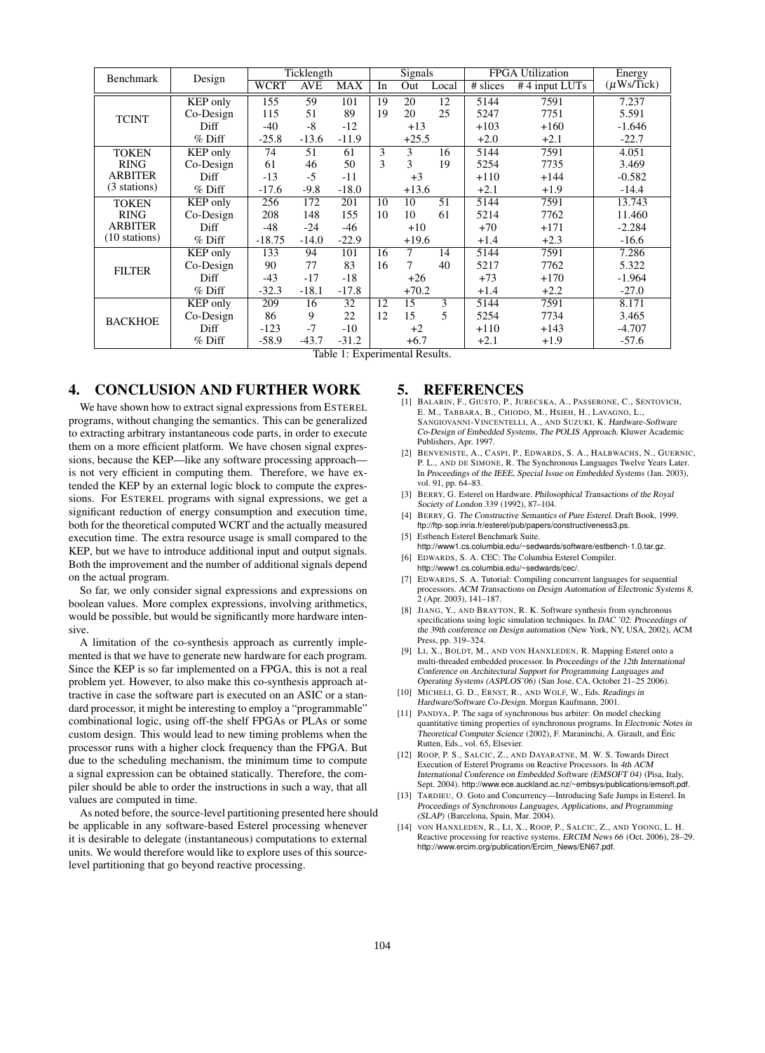| Benchmark | Design | Ticklength | | | Signals | | | FPGA Utilization | | Energy |
|---|---|---|---|---|---|---|---|---|---|---|
| | | WCRT | AVE | MAX | In | Out | Local | # slices | # 4 input LUTs | ($\mu$Ws/Tick) |
| TCINT | KEP only | 155 | 59 | 101 | 19 | 20 | 12 | 5144 | 7591 | 7.237 |
| | Co-Design | 115 | 51 | 89 | 19 | 20 | 25 | 5247 | 7751 | 5.591 |
| | Diff | -40 | -8 | -12 | | +13 | | +103 | +160 | -1.646 |
| | % Diff | -25.8 | -13.6 | -11.9 | | +25.5 | | +2.0 | +2.1 | -22.7 |
| TOKEN RING ARBITER (3 stations) | KEP only | 74 | 51 | 61 | 3 | 3 | 16 | 5144 | 7591 | 4.051 |
| | Co-Design | 61 | 46 | 50 | 3 | 3 | 19 | 5254 | 7735 | 3.469 |
| | Diff | -13 | -5 | -11 | | +3 | | +110 | +144 | -0.582 |
| | % Diff | -17.6 | -9.8 | -18.0 | | +13.6 | | +2.1 | +1.9 | -14.4 |
| TOKEN RING ARBITER (10 stations) | KEP only | 256 | 172 | 201 | 10 | 10 | 51 | 5144 | 7591 | 13.743 |
| | Co-Design | 208 | 148 | 155 | 10 | 10 | 61 | 5214 | 7762 | 11.460 |
| | Diff | -48 | -24 | -46 | | +10 | | +70 | +171 | -2.284 |
| | % Diff | -18.75 | -14.0 | -22.9 | | +19.6 | | +1.4 | +2.3 | -16.6 |
| FILTER | KEP only | 133 | 94 | 101 | 16 | 7 | 14 | 5144 | 7591 | 7.286 |
| | Co-Design | 90 | 77 | 83 | 16 | 7 | 40 | 5217 | 7762 | 5.322 |
| | Diff | -43 | -17 | -18 | | +26 | | +73 | +170 | -1.964 |
| | % Diff | -32.3 | -18.1 | -17.8 | | +70.2 | | +1.4 | +2.2 | -27.0 |
| BACKHOE | KEP only | 209 | 16 | 32 | 12 | 15 | 3 | 5144 | 7591 | 8.171 |
| | Co-Design | 86 | 9 | 22 | 12 | 15 | 5 | 5254 | 7734 | 3.465 |
| | Diff | -123 | -7 | -10 | | +2 | | +110 | +143 | -4.707 |
| | % Diff | -58.9 | -43.7 | -31.2 | | +6.7 | | +2.1 | +1.9 | -57.6 |

Table 1: Experimental Results.

## 4. CONCLUSION AND FURTHER WORK

We have shown how to extract signal expressions from ESTEREL programs, without changing the semantics. This can be generalized to extracting arbitrary instantaneous code parts, in order to execute them on a more efficient platform. We have chosen signal expressions, because the KEP—like any software processing approach—is not very efficient in computing them. Therefore, we have extended the KEP by an external logic block to compute the expressions. For ESTEREL programs with signal expressions, we get a significant reduction of energy consumption and execution time, both for the theoretical computed WCRT and the actually measured execution time. The extra resource usage is small compared to the KEP, but we have to introduce additional input and output signals. Both the improvement and the number of additional signals depend on the actual program.

So far, we only consider signal expressions and expressions on boolean values. More complex expressions, involving arithmetics, would be possible, but would be significantly more hardware intensive.

A limitation of the co-synthesis approach as currently implemented is that we have to generate new hardware for each program. Since the KEP is so far implemented on a FPGA, this is not a real problem yet. However, to also make this co-synthesis approach attractive in case the software part is executed on an ASIC or a standard processor, it might be interesting to employ a "programmable" combinational logic, using off-the shelf FPGAs or PLAs or some custom design. This would lead to new timing problems when the processor runs with a higher clock frequency than the FPGA. But due to the scheduling mechanism, the minimum time to compute a signal expression can be obtained statically. Therefore, the compiler should be able to order the instructions in such a way, that all values are computed in time.

As noted before, the source-level partitioning presented here should be applicable in any software-based Esterel processing whenever it is desirable to delegate (instantaneous) computations to external units. We would therefore would like to explore uses of this source-level partitioning that go beyond reactive processing.

## 5. REFERENCES

[1] BALARIN, F., GIUSTO, P., JURECSKA, A., PASSERONE, C., SENTOVICH, E. M., TABBARA, B., CHIODO, M., HSIEH, H., LAVAGNO, L., SANGIOVANNI-VINCENTELLI, A., AND SUZUKI, K. *Hardware-Software Co-Design of Embedded Systems, The POLIS Approach*. Kluwer Academic Publishers, Apr. 1997.

[2] BENVENISTE, A., CASPI, P., EDWARDS, S. A., HALBWACHS, N., GUERNIC, P. L., AND DE SIMONE, R. The Synchronous Languages Twelve Years Later. In *Proceedings of the IEEE, Special Issue on Embedded Systems* (Jan. 2003), vol. 91, pp. 64–83.

[3] BERRY, G. Esterel on Hardware. *Philosophical Transactions of the Royal Society of London 339* (1992), 87–104.

[4] BERRY, G. *The Constructive Semantics of Pure Esterel*. Draft Book, 1999. ftp://ftp-sop.inria.fr/esterel/pub/papers/constructiveness3.ps.

[5] Estbench Esterel Benchmark Suite. http://www1.cs.columbia.edu/~sedwards/software/estbench-1.0.tar.gz.

[6] EDWARDS, S. A. CEC: The Columbia Esterel Compiler. http://www1.cs.columbia.edu/~sedwards/cec/.

[7] EDWARDS, S. A. Tutorial: Compiling concurrent languages for sequential processors. *ACM Transactions on Design Automation of Electronic Systems 8*, 2 (Apr. 2003), 141–187.

[8] JIANG, Y., AND BRAYTON, R. K. Software synthesis from synchronous specifications using logic simulation techniques. In *DAC '02: Proceedings of the 39th conference on Design automation* (New York, NY, USA, 2002), ACM Press, pp. 319–324.

[9] LI, X., BOLDT, M., AND VON HANXLEDEN, R. Mapping Esterel onto a multi-threaded embedded processor. In *Proceedings of the 12th International Conference on Architectural Support for Programming Languages and Operating Systems (ASPLOS'06)* (San Jose, CA, October 21–25 2006).

[10] MICHELI, G. D., ERNST, R., AND WOLF, W., Eds. *Readings in Hardware/Software Co-Design*. Morgan Kaufmann, 2001.

[11] PANDYA, P. The saga of synchronous bus arbiter: On model checking quantitative timing properties of synchronous programs. In *Electronic Notes in Theoretical Computer Science* (2002), F. Maraninchi, A. Girault, and Éric Rutten, Eds., vol. 65, Elsevier.

[12] ROOP, P. S., SALCIC, Z., AND DAYARATNE, M. W. S. Towards Direct Execution of Esterel Programs on Reactive Processors. In *4th ACM International Conference on Embedded Software (EMSOFT 04)* (Pisa, Italy, Sept. 2004). http://www.ece.auckland.ac.nz/~embsys/publications/emsoft.pdf.

[13] TARDIEU, O. Goto and Concurrency—Introducing Safe Jumps in Esterel. In *Proceedings of Synchronous Languages, Applications, and Programming (SLAP)* (Barcelona, Spain, Mar. 2004).

[14] VON HANXLEDEN, R., LI, X., ROOP, P., SALCIC, Z., AND YOONG, L. H. Reactive processing for reactive systems. *ERCIM News 66* (Oct. 2006), 28–29. http://www.ercim.org/publication/Ercim_News/EN67.pdf.